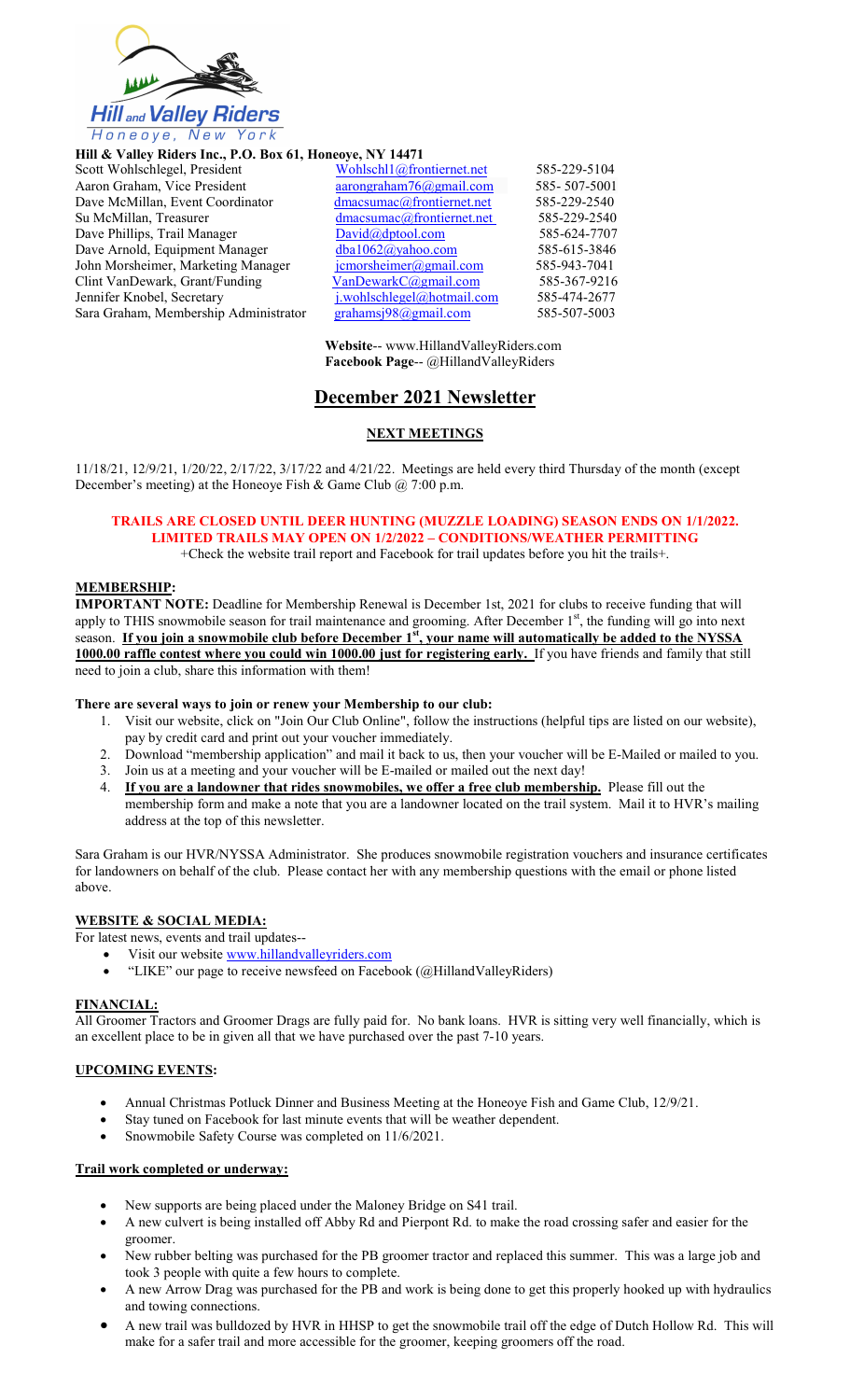**Hill & Valley Riders Inc., P.O. Box 61, Honeoye, NY 14471**

| | | |
|---|---|---|
| Scott Wohlschlegel, President | Wohlschl1@frontiernet.net | 585-229-5104 |
| Aaron Graham, Vice President | aarongraham76@gmail.com | 585- 507-5001 |
| Dave McMillan, Event Coordinator | dmacsumac@frontiernet.net | 585-229-2540 |
| Su McMillan, Treasurer | dmacsumac@frontiernet.net | 585-229-2540 |
| Dave Phillips, Trail Manager | David@dptool.com | 585-624-7707 |
| Dave Arnold, Equipment Manager | dba1062@yahoo.com | 585-615-3846 |
| John Morsheimer, Marketing Manager | jcmorsheimer@gmail.com | 585-943-7041 |
| Clint VanDewark, Grant/Funding | VanDewarkC@gmail.com | 585-367-9216 |
| Jennifer Knobel, Secretary | j.wohlschlegel@hotmail.com | 585-474-2677 |
| Sara Graham, Membership Administrator | grahamsj98@gmail.com | 585-507-5003 |

**Website**-- www.HillandValleyRiders.com
**Facebook Page**-- @HillandValleyRiders

# December 2021 Newsletter

## NEXT MEETINGS

11/18/21, 12/9/21, 1/20/22, 2/17/22, 3/17/22 and 4/21/22. Meetings are held every third Thursday of the month (except December's meeting) at the Honeoye Fish & Game Club @ 7:00 p.m.

**TRAILS ARE CLOSED UNTIL DEER HUNTING (MUZZLE LOADING) SEASON ENDS ON 1/1/2022.**
**LIMITED TRAILS MAY OPEN ON 1/2/2022 – CONDITIONS/WEATHER PERMITTING**
+Check the website trail report and Facebook for trail updates before you hit the trails+.

### MEMBERSHIP:

**IMPORTANT NOTE:** Deadline for Membership Renewal is December 1st, 2021 for clubs to receive funding that will apply to THIS snowmobile season for trail maintenance and grooming. After December 1st, the funding will go into next season. **If you join a snowmobile club before December 1st, your name will automatically be added to the NYSSA 1000.00 raffle contest where you could win 1000.00 just for registering early.** If you have friends and family that still need to join a club, share this information with them!

**There are several ways to join or renew your Membership to our club:**

1. Visit our website, click on "Join Our Club Online", follow the instructions (helpful tips are listed on our website), pay by credit card and print out your voucher immediately.
2. Download "membership application" and mail it back to us, then your voucher will be E-Mailed or mailed to you.
3. Join us at a meeting and your voucher will be E-mailed or mailed out the next day!
4. **If you are a landowner that rides snowmobiles, we offer a free club membership.** Please fill out the membership form and make a note that you are a landowner located on the trail system. Mail it to HVR's mailing address at the top of this newsletter.

Sara Graham is our HVR/NYSSA Administrator. She produces snowmobile registration vouchers and insurance certificates for landowners on behalf of the club. Please contact her with any membership questions with the email or phone listed above.

### WEBSITE & SOCIAL MEDIA:

For latest news, events and trail updates--

- Visit our website www.hillandvalleyriders.com
- "LIKE" our page to receive newsfeed on Facebook (@HillandValleyRiders)

### FINANCIAL:

All Groomer Tractors and Groomer Drags are fully paid for. No bank loans. HVR is sitting very well financially, which is an excellent place to be in given all that we have purchased over the past 7-10 years.

### UPCOMING EVENTS:

- Annual Christmas Potluck Dinner and Business Meeting at the Honeoye Fish and Game Club, 12/9/21.
- Stay tuned on Facebook for last minute events that will be weather dependent.
- Snowmobile Safety Course was completed on 11/6/2021.

### Trail work completed or underway:

- New supports are being placed under the Maloney Bridge on S41 trail.
- A new culvert is being installed off Abby Rd and Pierpont Rd. to make the road crossing safer and easier for the groomer.
- New rubber belting was purchased for the PB groomer tractor and replaced this summer. This was a large job and took 3 people with quite a few hours to complete.
- A new Arrow Drag was purchased for the PB and work is being done to get this properly hooked up with hydraulics and towing connections.
- A new trail was bulldozed by HVR in HHSP to get the snowmobile trail off the edge of Dutch Hollow Rd. This will make for a safer trail and more accessible for the groomer, keeping groomers off the road.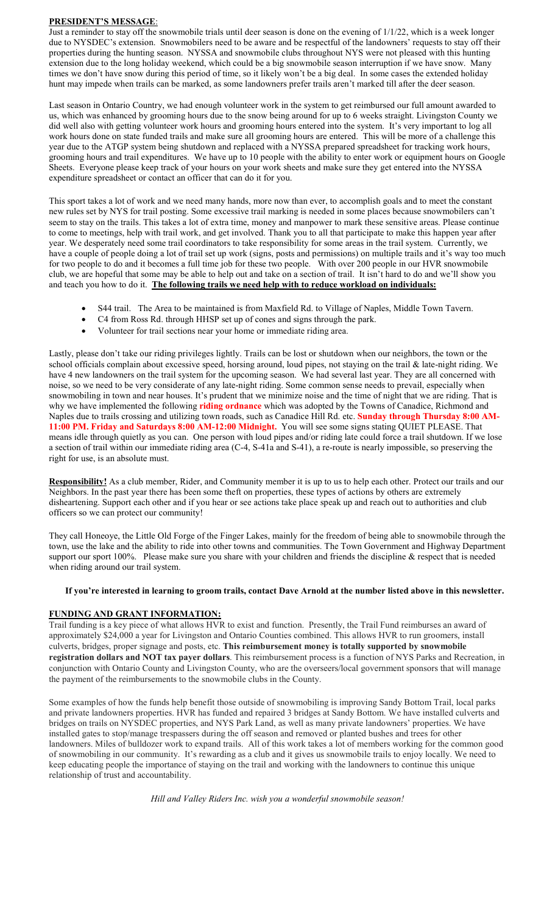## PRESIDENT'S MESSAGE:

Just a reminder to stay off the snowmobile trials until deer season is done on the evening of 1/1/22, which is a week longer due to NYSDEC's extension. Snowmobilers need to be aware and be respectful of the landowners' requests to stay off their properties during the hunting season. NYSSA and snowmobile clubs throughout NYS were not pleased with this hunting extension due to the long holiday weekend, which could be a big snowmobile season interruption if we have snow. Many times we don't have snow during this period of time, so it likely won't be a big deal. In some cases the extended holiday hunt may impede when trails can be marked, as some landowners prefer trails aren't marked till after the deer season.

Last season in Ontario Country, we had enough volunteer work in the system to get reimbursed our full amount awarded to us, which was enhanced by grooming hours due to the snow being around for up to 6 weeks straight. Livingston County we did well also with getting volunteer work hours and grooming hours entered into the system. It's very important to log all work hours done on state funded trails and make sure all grooming hours are entered. This will be more of a challenge this year due to the ATGP system being shutdown and replaced with a NYSSA prepared spreadsheet for tracking work hours, grooming hours and trail expenditures. We have up to 10 people with the ability to enter work or equipment hours on Google Sheets. Everyone please keep track of your hours on your work sheets and make sure they get entered into the NYSSA expenditure spreadsheet or contact an officer that can do it for you.

This sport takes a lot of work and we need many hands, more now than ever, to accomplish goals and to meet the constant new rules set by NYS for trail posting. Some excessive trail marking is needed in some places because snowmobilers can't seem to stay on the trails. This takes a lot of extra time, money and manpower to mark these sensitive areas. Please continue to come to meetings, help with trail work, and get involved. Thank you to all that participate to make this happen year after year. We desperately need some trail coordinators to take responsibility for some areas in the trail system. Currently, we have a couple of people doing a lot of trail set up work (signs, posts and permissions) on multiple trails and it's way too much for two people to do and it becomes a full time job for these two people. With over 200 people in our HVR snowmobile club, we are hopeful that some may be able to help out and take on a section of trail. It isn't hard to do and we'll show you and teach you how to do it. **The following trails we need help with to reduce workload on individuals:**

- S44 trail. The Area to be maintained is from Maxfield Rd. to Village of Naples, Middle Town Tavern.
- C4 from Ross Rd. through HHSP set up of cones and signs through the park.
- Volunteer for trail sections near your home or immediate riding area.

Lastly, please don't take our riding privileges lightly. Trails can be lost or shutdown when our neighbors, the town or the school officials complain about excessive speed, horsing around, loud pipes, not staying on the trail & late-night riding. We have 4 new landowners on the trail system for the upcoming season. We had several last year. They are all concerned with noise, so we need to be very considerate of any late-night riding. Some common sense needs to prevail, especially when snowmobiling in town and near houses. It's prudent that we minimize noise and the time of night that we are riding. That is why we have implemented the following **riding ordnance** which was adopted by the Towns of Canadice, Richmond and Naples due to trails crossing and utilizing town roads, such as Canadice Hill Rd. etc. **Sunday through Thursday 8:00 AM-11:00 PM. Friday and Saturdays 8:00 AM-12:00 Midnight.** You will see some signs stating QUIET PLEASE. That means idle through quietly as you can. One person with loud pipes and/or riding late could force a trail shutdown. If we lose a section of trail within our immediate riding area (C-4, S-41a and S-41), a re-route is nearly impossible, so preserving the right for use, is an absolute must.

**Responsibility!** As a club member, Rider, and Community member it is up to us to help each other. Protect our trails and our Neighbors. In the past year there has been some theft on properties, these types of actions by others are extremely disheartening. Support each other and if you hear or see actions take place speak up and reach out to authorities and club officers so we can protect our community!

They call Honeoye, the Little Old Forge of the Finger Lakes, mainly for the freedom of being able to snowmobile through the town, use the lake and the ability to ride into other towns and communities. The Town Government and Highway Department support our sport 100%. Please make sure you share with your children and friends the discipline & respect that is needed when riding around our trail system.

**If you're interested in learning to groom trails, contact Dave Arnold at the number listed above in this newsletter.**

## FUNDING AND GRANT INFORMATION:

Trail funding is a key piece of what allows HVR to exist and function. Presently, the Trail Fund reimburses an award of approximately $24,000 a year for Livingston and Ontario Counties combined. This allows HVR to run groomers, install culverts, bridges, proper signage and posts, etc. **This reimbursement money is totally supported by snowmobile registration dollars and NOT tax payer dollars**. This reimbursement process is a function of NYS Parks and Recreation, in conjunction with Ontario County and Livingston County, who are the overseers/local government sponsors that will manage the payment of the reimbursements to the snowmobile clubs in the County.

Some examples of how the funds help benefit those outside of snowmobiling is improving Sandy Bottom Trail, local parks and private landowners properties. HVR has funded and repaired 3 bridges at Sandy Bottom. We have installed culverts and bridges on trails on NYSDEC properties, and NYS Park Land, as well as many private landowners' properties. We have installed gates to stop/manage trespassers during the off season and removed or planted bushes and trees for other landowners. Miles of bulldozer work to expand trails. All of this work takes a lot of members working for the common good of snowmobiling in our community. It's rewarding as a club and it gives us snowmobile trails to enjoy locally. We need to keep educating people the importance of staying on the trail and working with the landowners to continue this unique relationship of trust and accountability.

*Hill and Valley Riders Inc. wish you a wonderful snowmobile season!*